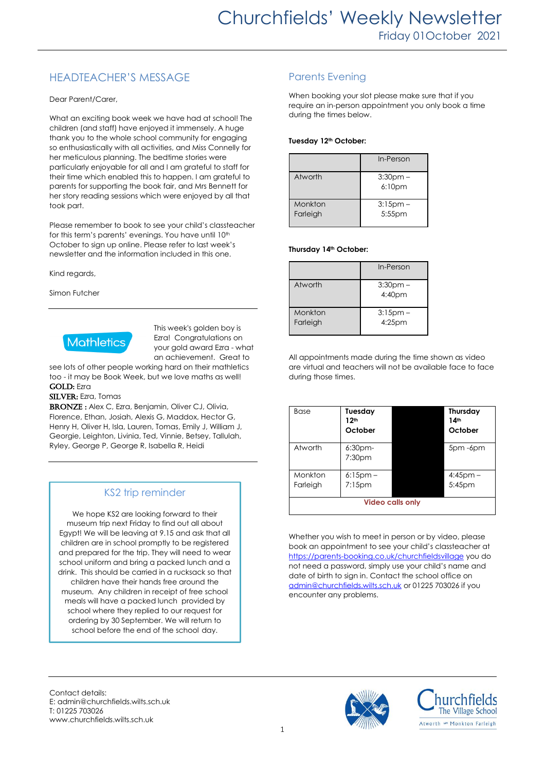# Churchfields' Weekly Newsletter

Friday 01October 2021

## HEADTEACHER'S MESSAGE

Dear Parent/Carer,

What an exciting book week we have had at school! The children (and staff) have enjoyed it immensely. A huge thank you to the whole school community for engaging so enthusiastically with all activities, and Miss Connelly for her meticulous planning. The bedtime stories were particularly enjoyable for all and I am grateful to staff for their time which enabled this to happen. I am grateful to parents for supporting the book fair, and Mrs Bennett for her story reading sessions which were enjoyed by all that took part.

Please remember to book to see your child's classteacher for this term's parents' evenings. You have until 10th October to sign up online. Please refer to last week's newsletter and the information included in this one.

Kind regards,

Simon Futcher

---

**Mathletics**

This week's golden boy is Ezra! Congratulations on your gold award Ezra - what an achievement. Great to see lots of other people working hard on their mathletics too - it may be Book Week, but we love maths as well!

**GOLD:** Ezra

**SILVER:** Ezra, Tomas

**BRONZE :** Alex C, Ezra, Benjamin, Oliver CJ, Olivia, Florence, Ethan, Josiah, Alexis G, Maddox, Hector G, Henry H, Oliver H, Isla, Lauren, Tomas, Emily J, William J, Georgie, Leighton, Livinia, Ted, Vinnie, Betsey, Tallulah, Ryley, George P, George R, Isabella R, Heidi

---

## KS2 trip reminder

We hope KS2 are looking forward to their museum trip next Friday to find out all about Egypt! We will be leaving at 9.15 and ask that all children are in school promptly to be registered and prepared for the trip. They will need to wear school uniform and bring a packed lunch and a drink. This should be carried in a rucksack so that children have their hands free around the museum. Any children in receipt of free school meals will have a packed lunch provided by school where they replied to our request for ordering by 30 September. We will return to school before the end of the school day.

## Parents Evening

When booking your slot please make sure that if you require an in-person appointment you only book a time during the times below.

**Tuesday 12th October:**

| | In-Person |
|---|---|
| Atworth | 3:30pm – 6:10pm |
| Monkton Farleigh | 3:15pm – 5:55pm |

**Thursday 14th October:**

| | In-Person |
|---|---|
| Atworth | 3:30pm – 4:40pm |
| Monkton Farleigh | 3:15pm – 4:25pm |

All appointments made during the time shown as video are virtual and teachers will not be available face to face during those times.

| Base | Tuesday 12th October | | Thursday 14th October |
|---|---|---|---|
| Atworth | 6:30pm-7:30pm | | 5pm -6pm |
| Monkton Farleigh | 6:15pm – 7:15pm | | 4:45pm – 5:45pm |
| **Video calls only** | | | |

Whether you wish to meet in person or by video, please book an appointment to see your child's classteacher at https://parents-booking.co.uk/churchfieldsvillage you do not need a password, simply use your child's name and date of birth to sign in. Contact the school office on admin@churchfields.wilts.sch.uk or 01225 703026 if you encounter any problems.

---

Contact details:
E: admin@churchfields.wilts.sch.uk
T: 01225 703026
www.churchfields.wilts.sch.uk

Churchfields The Village School
Atworth Monkton Farleigh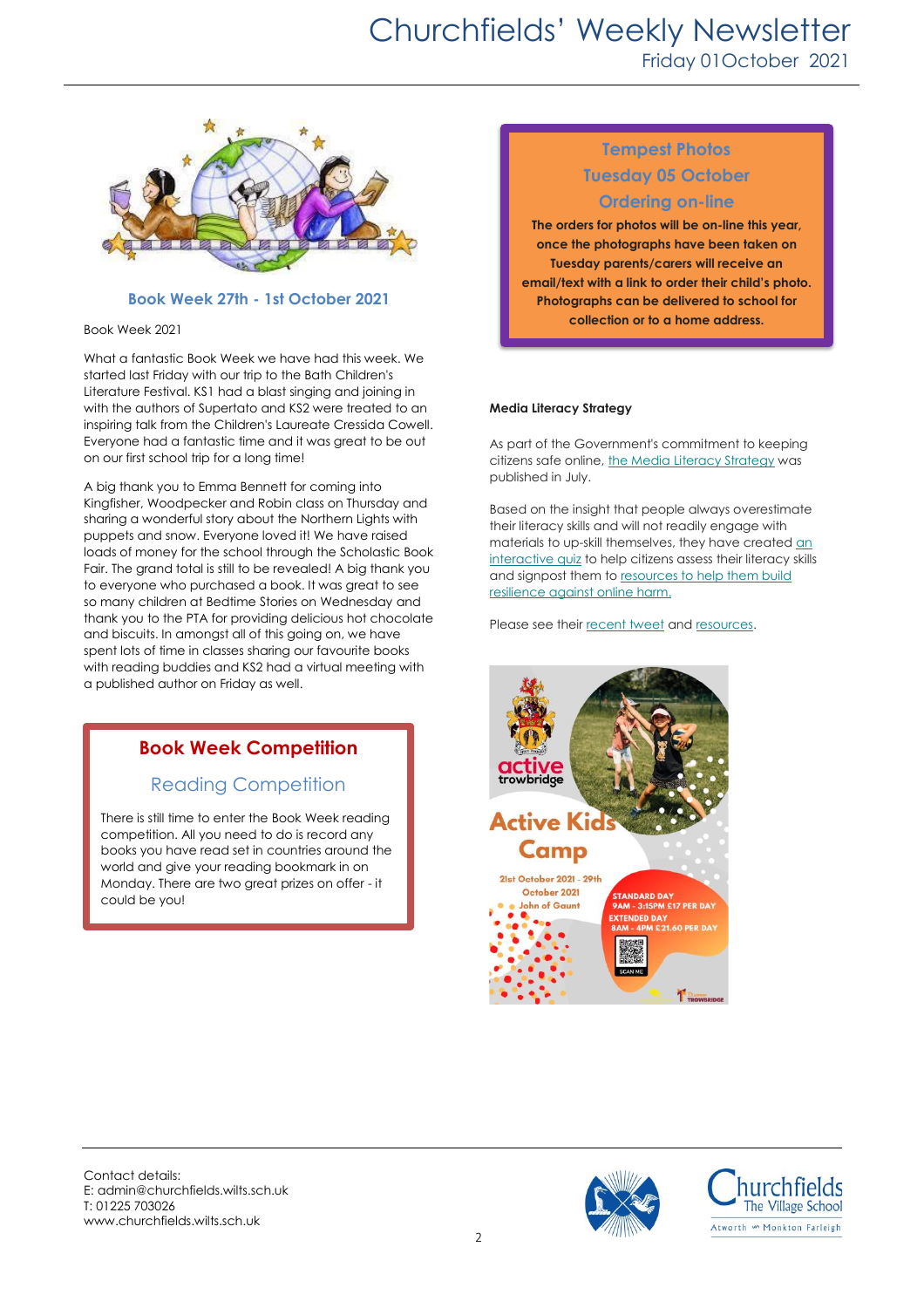## Book Week 27th - 1st October 2021

Book Week 2021

What a fantastic Book Week we have had this week. We started last Friday with our trip to the Bath Children's Literature Festival. KS1 had a blast singing and joining in with the authors of Supertato and KS2 were treated to an inspiring talk from the Children's Laureate Cressida Cowell. Everyone had a fantastic time and it was great to be out on our first school trip for a long time!

A big thank you to Emma Bennett for coming into Kingfisher, Woodpecker and Robin class on Thursday and sharing a wonderful story about the Northern Lights with puppets and snow. Everyone loved it! We have raised loads of money for the school through the Scholastic Book Fair. The grand total is still to be revealed! A big thank you to everyone who purchased a book. It was great to see so many children at Bedtime Stories on Wednesday and thank you to the PTA for providing delicious hot chocolate and biscuits. In amongst all of this going on, we have spent lots of time in classes sharing our favourite books with reading buddies and KS2 had a virtual meeting with a published author on Friday as well.

### Book Week Competition

### Reading Competition

There is still time to enter the Book Week reading competition. All you need to do is record any books you have read set in countries around the world and give your reading bookmark in on Monday. There are two great prizes on offer - it could be you!

### Tempest Photos
### Tuesday 05 October
### Ordering on-line

**The orders for photos will be on-line this year, once the photographs have been taken on Tuesday parents/carers will receive an email/text with a link to order their child's photo. Photographs can be delivered to school for collection or to a home address.**

**Media Literacy Strategy**

As part of the Government's commitment to keeping citizens safe online, the Media Literacy Strategy was published in July.

Based on the insight that people always overestimate their literacy skills and will not readily engage with materials to up-skill themselves, they have created an interactive quiz to help citizens assess their literacy skills and signpost them to resources to help them build resilience against online harm.

Please see their recent tweet and resources.

active trowbridge

**Active Kids Camp**

21st October 2021 - 29th October 2021
John of Gaunt

STANDARD DAY
9AM - 3:15PM £17 PER DAY
EXTENDED DAY
8AM - 4PM £21.60 PER DAY

SCAN ME

Contact details:
E: admin@churchfields.wilts.sch.uk
T: 01225 703026
www.churchfields.wilts.sch.uk

Churchfields The Village School
Atworth — Monkton Farleigh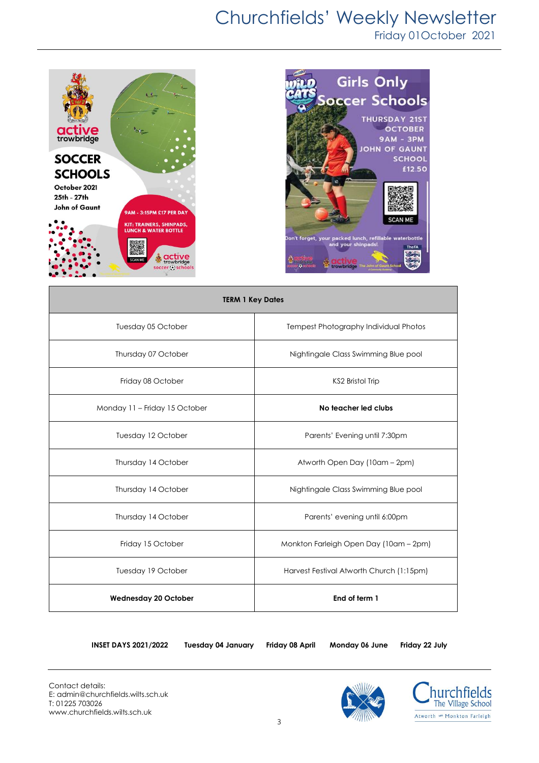# Churchfields' Weekly Newsletter

Friday 01October 2021

**SOCCER SCHOOLS**

October 2021
25th - 27th
John of Gaunt

9AM - 3:15PM £17 PER DAY

KIT: TRAINERS, SHINPADS, LUNCH & WATER BOTTLE

SCAN ME

active trowbridge soccer schools

**Girls Only Soccer Schools**

THURSDAY 21ST OCTOBER
9AM - 3PM
JOHN OF GAUNT SCHOOL
£12.50

SCAN ME

Don't forget, your packed lunch, refillable waterbottle and your shinpads!

| TERM 1 Key Dates | |
|---|---|
| Tuesday 05 October | Tempest Photography Individual Photos |
| Thursday 07 October | Nightingale Class Swimming Blue pool |
| Friday 08 October | KS2 Bristol Trip |
| Monday 11 – Friday 15 October | **No teacher led clubs** |
| Tuesday 12 October | Parents' Evening until 7:30pm |
| Thursday 14 October | Atworth Open Day (10am – 2pm) |
| Thursday 14 October | Nightingale Class Swimming Blue pool |
| Thursday 14 October | Parents' evening until 6:00pm |
| Friday 15 October | Monkton Farleigh Open Day (10am – 2pm) |
| Tuesday 19 October | Harvest Festival Atworth Church (1:15pm) |
| **Wednesday 20 October** | **End of term 1** |

**INSET DAYS 2021/2022** **Tuesday 04 January** **Friday 08 April** **Monday 06 June** **Friday 22 July**

Contact details:
E: admin@churchfields.wilts.sch.uk
T: 01225 703026
www.churchfields.wilts.sch.uk

Churchfields The Village School
Atworth and Monkton Farleigh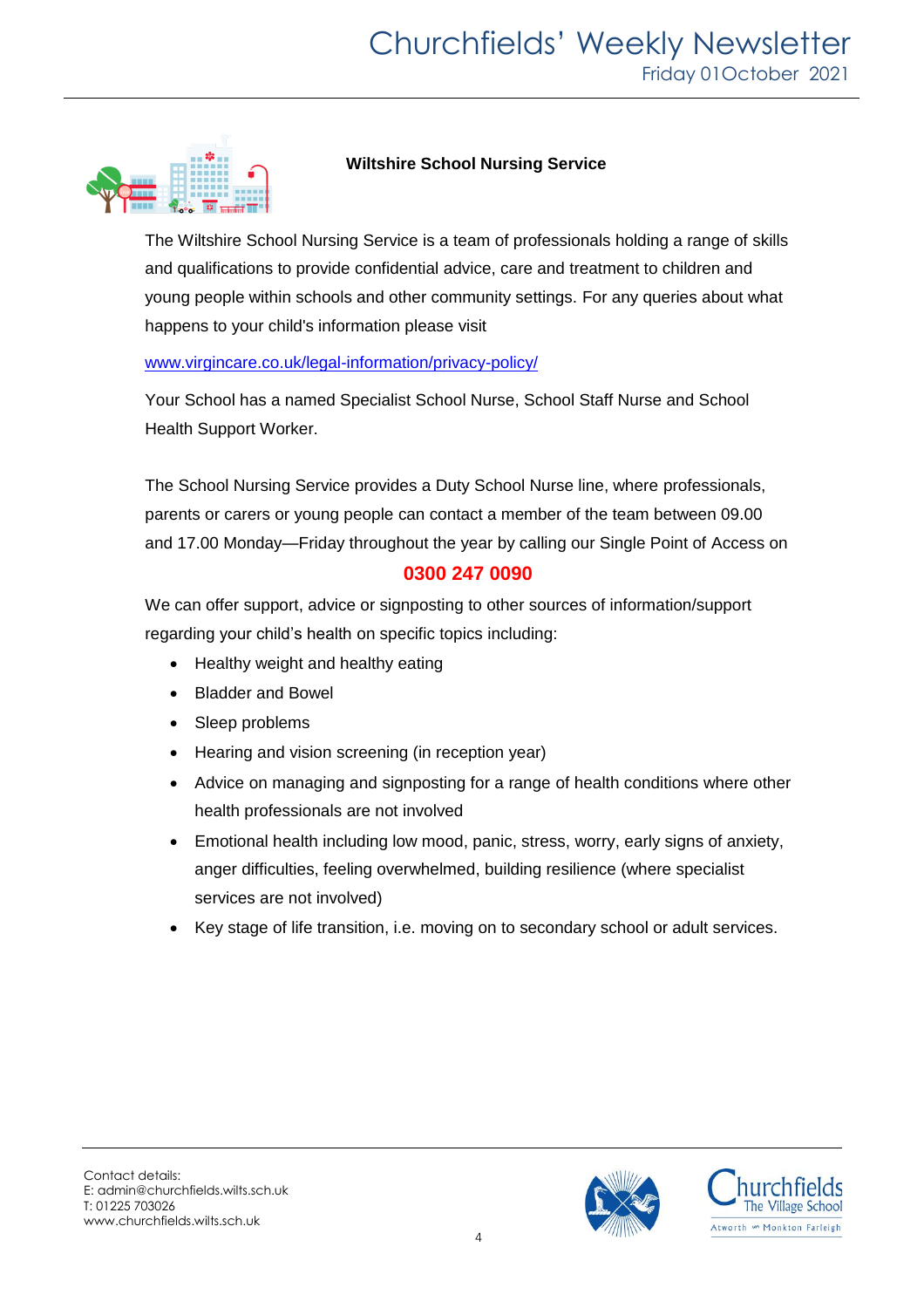## Wiltshire School Nursing Service

The Wiltshire School Nursing Service is a team of professionals holding a range of skills and qualifications to provide confidential advice, care and treatment to children and young people within schools and other community settings. For any queries about what happens to your child's information please visit

www.virgincare.co.uk/legal-information/privacy-policy/

Your School has a named Specialist School Nurse, School Staff Nurse and School Health Support Worker.

The School Nursing Service provides a Duty School Nurse line, where professionals, parents or carers or young people can contact a member of the team between 09.00 and 17.00 Monday—Friday throughout the year by calling our Single Point of Access on

**0300 247 0090**

We can offer support, advice or signposting to other sources of information/support regarding your child's health on specific topics including:

- Healthy weight and healthy eating
- Bladder and Bowel
- Sleep problems
- Hearing and vision screening (in reception year)
- Advice on managing and signposting for a range of health conditions where other health professionals are not involved
- Emotional health including low mood, panic, stress, worry, early signs of anxiety, anger difficulties, feeling overwhelmed, building resilience (where specialist services are not involved)
- Key stage of life transition, i.e. moving on to secondary school or adult services.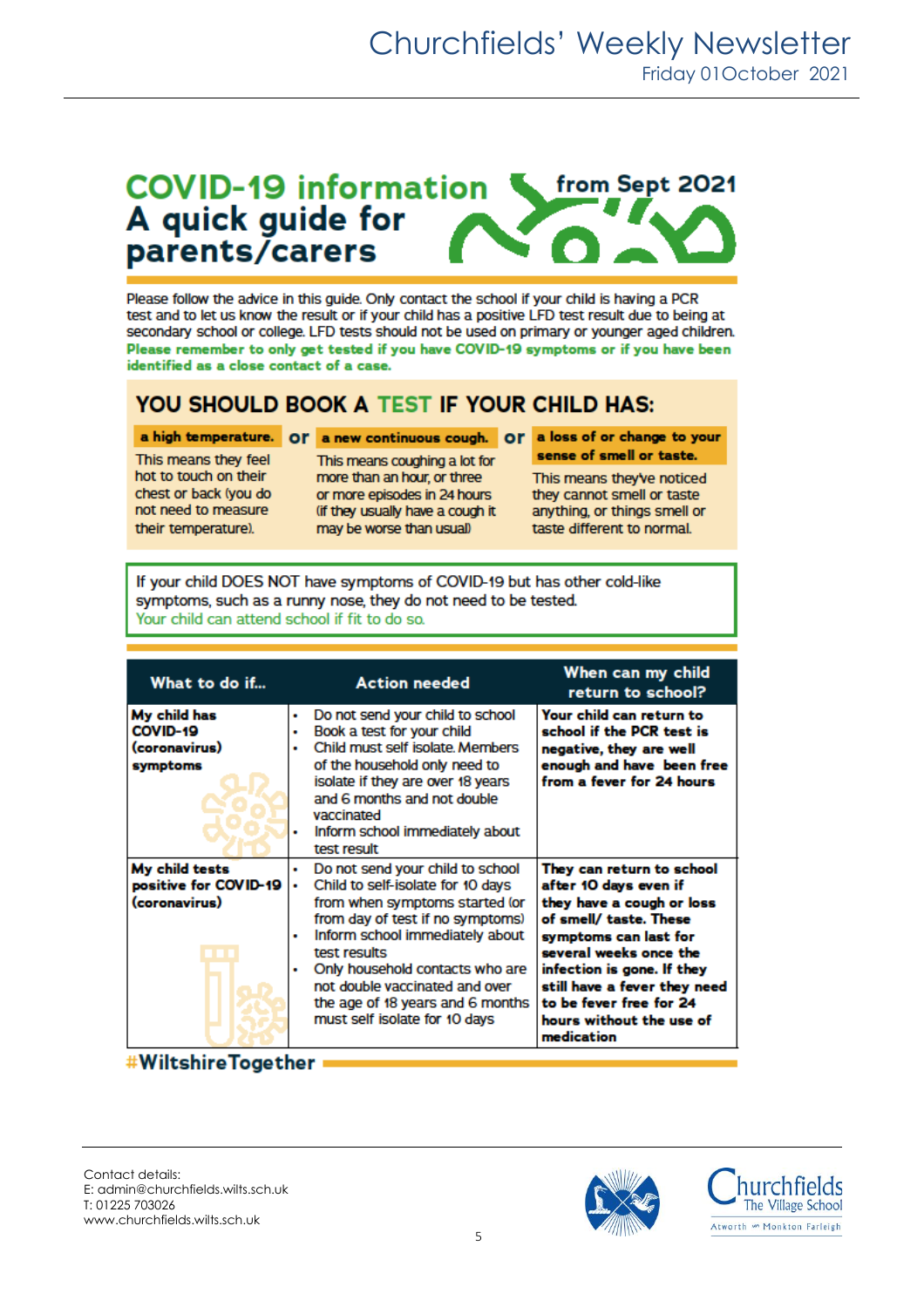# COVID-19 information from Sept 2021

## A quick guide for parents/carers

Please follow the advice in this guide. Only contact the school if your child is having a PCR test and to let us know the result or if your child has a positive LFD test result due to being at secondary school or college. LFD tests should not be used on primary or younger aged children. **Please remember to only get tested if you have COVID-19 symptoms or if you have been identified as a close contact of a case.**

## YOU SHOULD BOOK A TEST IF YOUR CHILD HAS:

**a high temperature.** This means they feel hot to touch on their chest or back (you do not need to measure their temperature).

**or**

**a new continuous cough.** This means coughing a lot for more than an hour, or three or more episodes in 24 hours (if they usually have a cough it may be worse than usual)

**or**

**a loss of or change to your sense of smell or taste.** This means they've noticed they cannot smell or taste anything, or things smell or taste different to normal.

If your child DOES NOT have symptoms of COVID-19 but has other cold-like symptoms, such as a runny nose, they do not need to be tested.
Your child can attend school if fit to do so.

| What to do if... | Action needed | When can my child return to school? |
|---|---|---|
| **My child has COVID-19 (coronavirus) symptoms** | • Do not send your child to school<br>• Book a test for your child<br>• Child must self isolate. Members of the household only need to isolate if they are over 18 years and 6 months and not double vaccinated<br>• Inform school immediately about test result | **Your child can return to school if the PCR test is negative, they are well enough and have been free from a fever for 24 hours** |
| **My child tests positive for COVID-19 (coronavirus)** | • Do not send your child to school<br>• Child to self-isolate for 10 days from when symptoms started (or from day of test if no symptoms)<br>• Inform school immediately about test results<br>• Only household contacts who are not double vaccinated and over the age of 18 years and 6 months must self isolate for 10 days | **They can return to school after 10 days even if they have a cough or loss of smell/ taste. These symptoms can last for several weeks once the infection is gone. If they still have a fever they need to be fever free for 24 hours without the use of medication** |

**#WiltshireTogether**

Contact details:
E: admin@churchfields.wilts.sch.uk
T: 01225 703026
www.churchfields.wilts.sch.uk